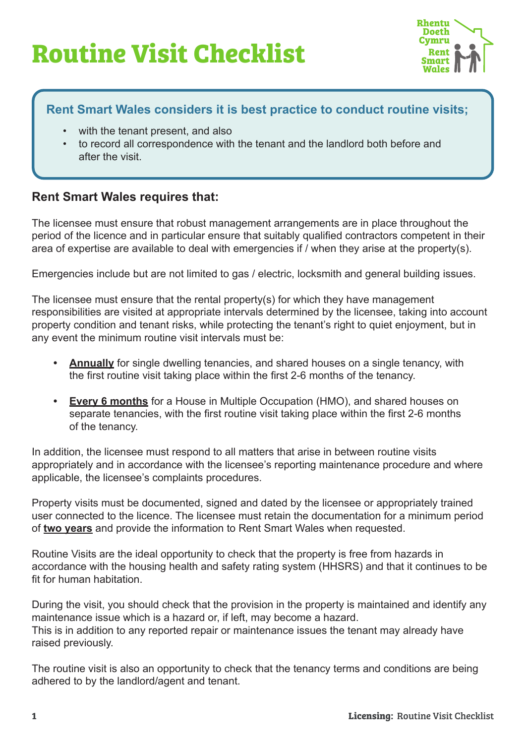# Routine Visit Checklist

**Rent Smart Wales considers it is best practice to conduct routine visits;**

- with the tenant present, and also
- to record all correspondence with the tenant and the landlord both before and after the visit.

## Rent Smart Wales requires that:

The licensee must ensure that robust management arrangements are in place throughout the period of the licence and in particular ensure that suitably qualified contractors competent in their area of expertise are available to deal with emergencies if / when they arise at the property(s).

Emergencies include but are not limited to gas / electric, locksmith and general building issues.

The licensee must ensure that the rental property(s) for which they have management responsibilities are visited at appropriate intervals determined by the licensee, taking into account property condition and tenant risks, while protecting the tenant's right to quiet enjoyment, but in any event the minimum routine visit intervals must be:

- **Annually** for single dwelling tenancies, and shared houses on a single tenancy, with the first routine visit taking place within the first 2-6 months of the tenancy.
- **Every 6 months** for a House in Multiple Occupation (HMO), and shared houses on separate tenancies, with the first routine visit taking place within the first 2-6 months of the tenancy.

In addition, the licensee must respond to all matters that arise in between routine visits appropriately and in accordance with the licensee's reporting maintenance procedure and where applicable, the licensee's complaints procedures.

Property visits must be documented, signed and dated by the licensee or appropriately trained user connected to the licence. The licensee must retain the documentation for a minimum period of **two years** and provide the information to Rent Smart Wales when requested.

Routine Visits are the ideal opportunity to check that the property is free from hazards in accordance with the housing health and safety rating system (HHSRS) and that it continues to be fit for human habitation.

During the visit, you should check that the provision in the property is maintained and identify any maintenance issue which is a hazard or, if left, may become a hazard.
This is in addition to any reported repair or maintenance issues the tenant may already have raised previously.

The routine visit is also an opportunity to check that the tenancy terms and conditions are being adhered to by the landlord/agent and tenant.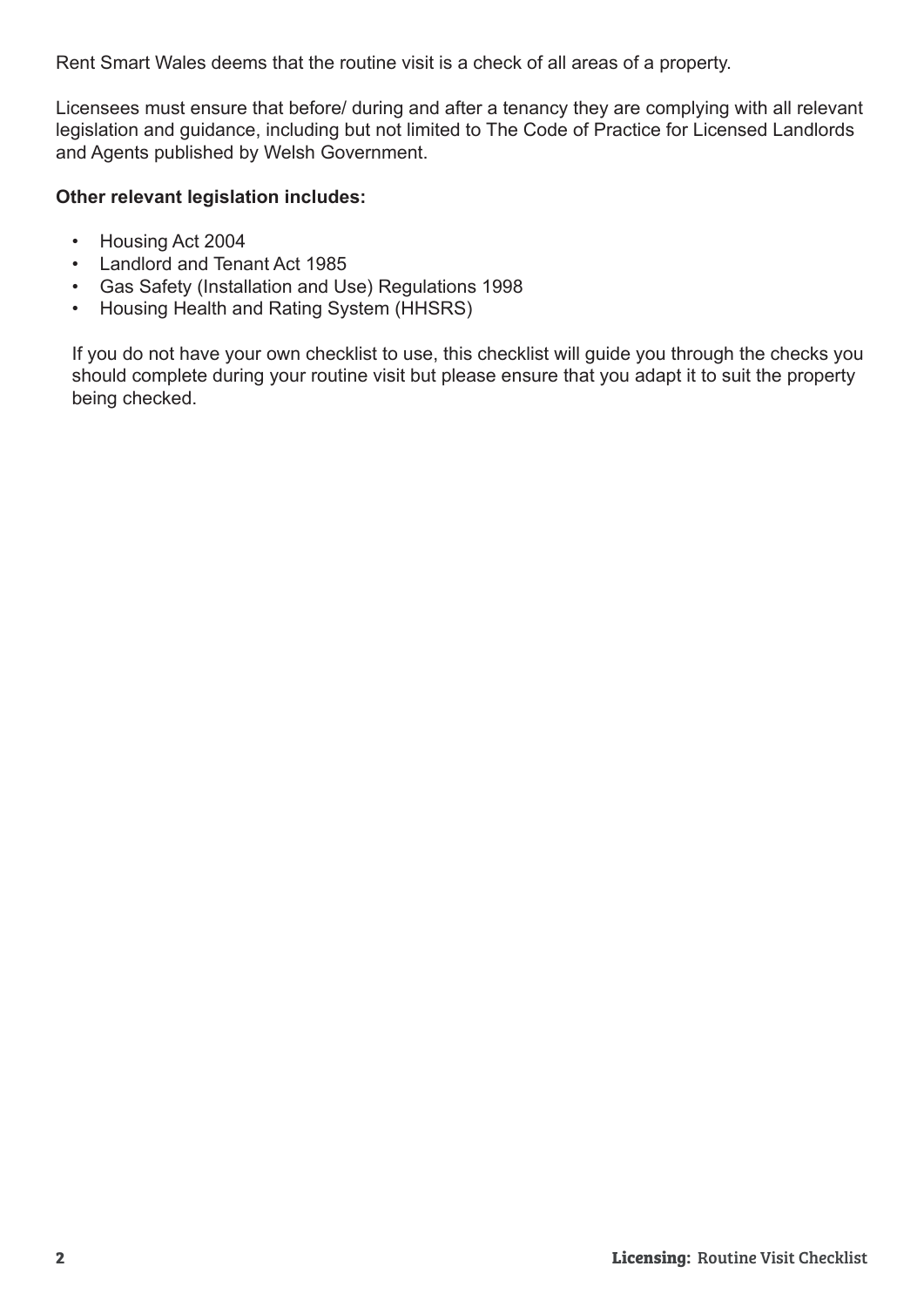Rent Smart Wales deems that the routine visit is a check of all areas of a property.

Licensees must ensure that before/ during and after a tenancy they are complying with all relevant legislation and guidance, including but not limited to The Code of Practice for Licensed Landlords and Agents published by Welsh Government.

**Other relevant legislation includes:**

- Housing Act 2004
- Landlord and Tenant Act 1985
- Gas Safety (Installation and Use) Regulations 1998
- Housing Health and Rating System (HHSRS)

If you do not have your own checklist to use, this checklist will guide you through the checks you should complete during your routine visit but please ensure that you adapt it to suit the property being checked.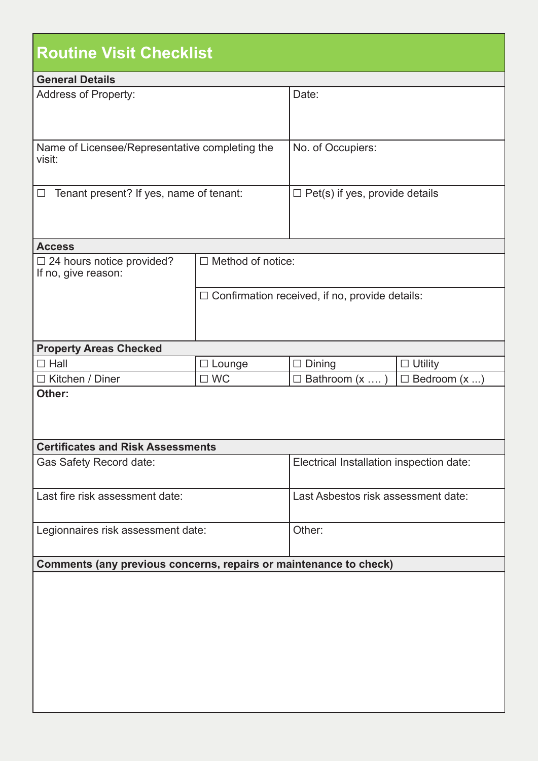# Routine Visit Checklist

## General Details

| | |
|---|---|
| Address of Property: | Date: |
| Name of Licensee/Representative completing the visit: | No. of Occupiers: |
| ☐ Tenant present? If yes, name of tenant: | ☐ Pet(s) if yes, provide details |

## Access

| | |
|---|---|
| ☐ 24 hours notice provided? If no, give reason: | ☐ Method of notice: |
| | ☐ Confirmation received, if no, provide details: |

## Property Areas Checked

| | | | |
|---|---|---|---|
| ☐ Hall | ☐ Lounge | ☐ Dining | ☐ Utility |
| ☐ Kitchen / Diner | ☐ WC | ☐ Bathroom (x …. ) | ☐ Bedroom (x ...) |

**Other:**

## Certificates and Risk Assessments

| | |
|---|---|
| Gas Safety Record date: | Electrical Installation inspection date: |
| Last fire risk assessment date: | Last Asbestos risk assessment date: |
| Legionnaires risk assessment date: | Other: |

## Comments (any previous concerns, repairs or maintenance to check)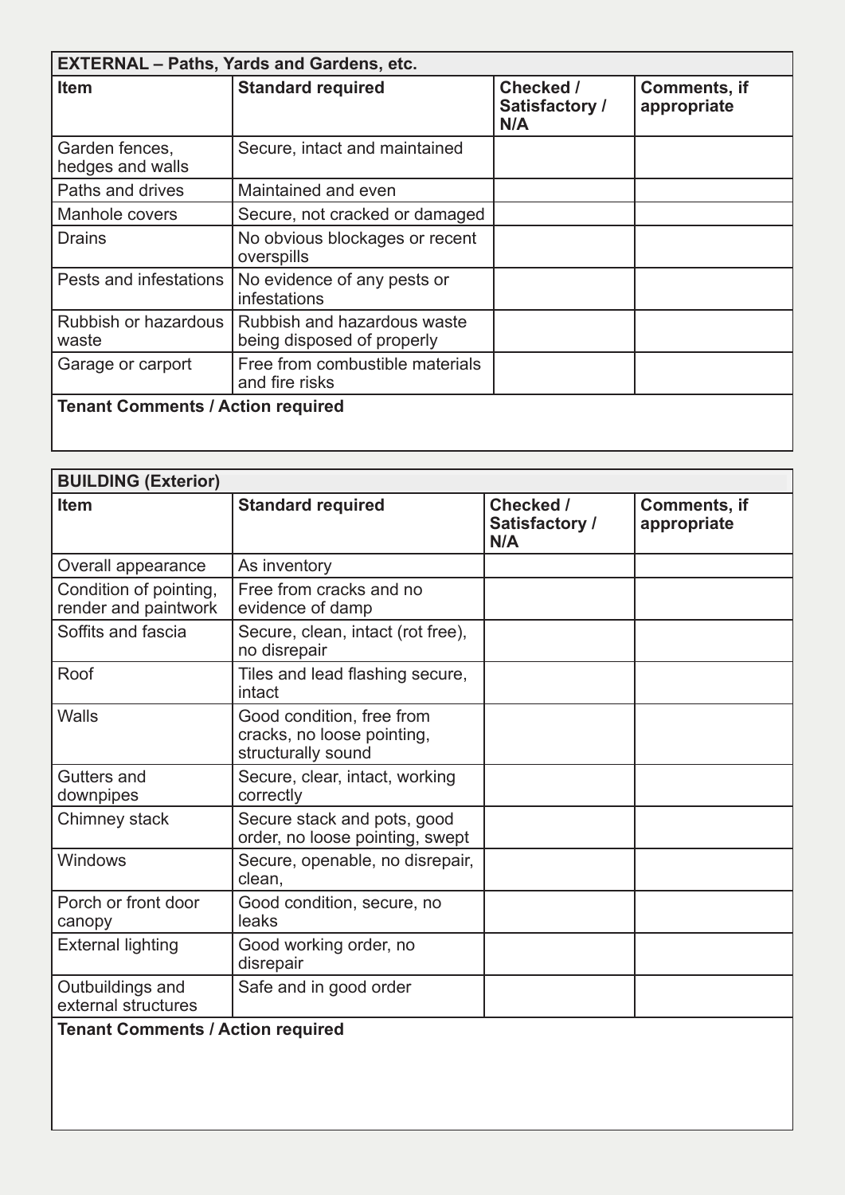| EXTERNAL – Paths, Yards and Gardens, etc. | | | |
|---|---|---|---|
| **Item** | **Standard required** | **Checked / Satisfactory / N/A** | **Comments, if appropriate** |
| Garden fences, hedges and walls | Secure, intact and maintained | | |
| Paths and drives | Maintained and even | | |
| Manhole covers | Secure, not cracked or damaged | | |
| Drains | No obvious blockages or recent overspills | | |
| Pests and infestations | No evidence of any pests or infestations | | |
| Rubbish or hazardous waste | Rubbish and hazardous waste being disposed of properly | | |
| Garage or carport | Free from combustible materials and fire risks | | |
| **Tenant Comments / Action required** | | | |

| BUILDING (Exterior) | | | |
|---|---|---|---|
| **Item** | **Standard required** | **Checked / Satisfactory / N/A** | **Comments, if appropriate** |
| Overall appearance | As inventory | | |
| Condition of pointing, render and paintwork | Free from cracks and no evidence of damp | | |
| Soffits and fascia | Secure, clean, intact (rot free), no disrepair | | |
| Roof | Tiles and lead flashing secure, intact | | |
| Walls | Good condition, free from cracks, no loose pointing, structurally sound | | |
| Gutters and downpipes | Secure, clear, intact, working correctly | | |
| Chimney stack | Secure stack and pots, good order, no loose pointing, swept | | |
| Windows | Secure, openable, no disrepair, clean, | | |
| Porch or front door canopy | Good condition, secure, no leaks | | |
| External lighting | Good working order, no disrepair | | |
| Outbuildings and external structures | Safe and in good order | | |
| **Tenant Comments / Action required** | | | |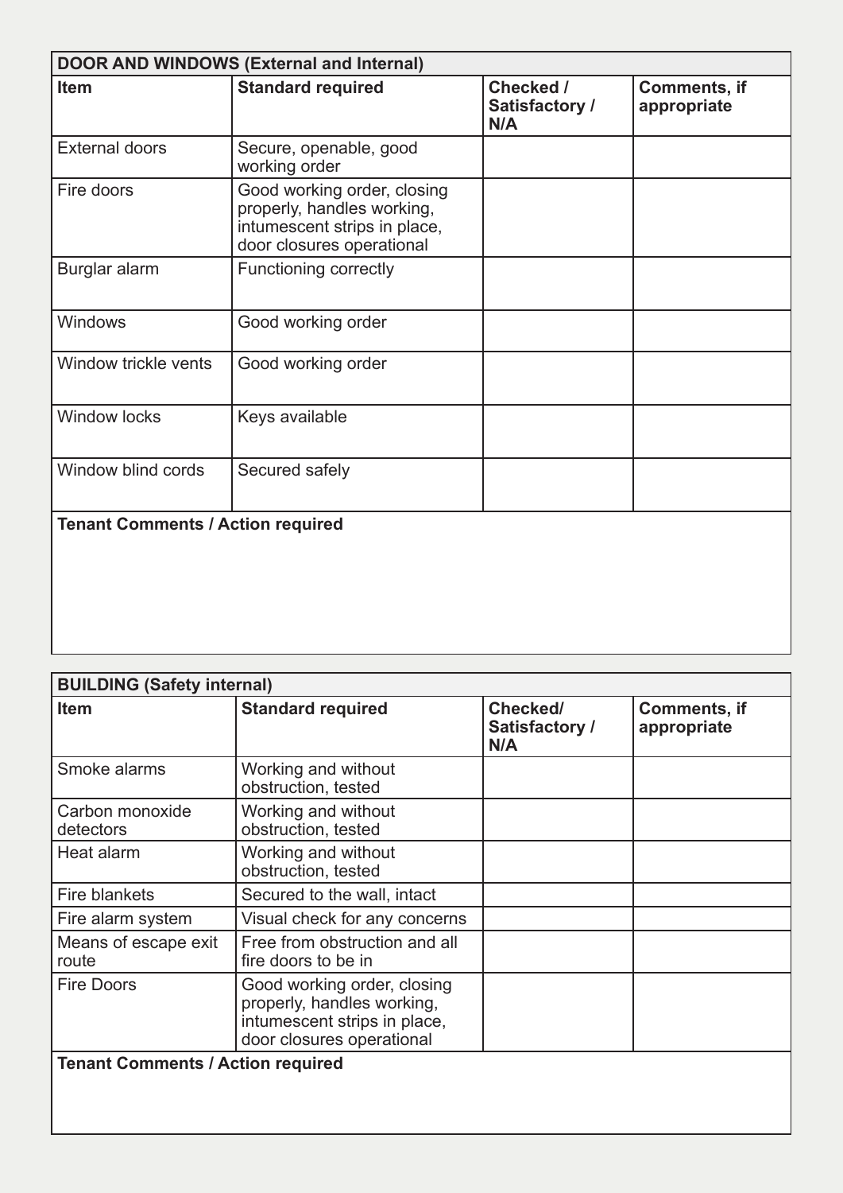| DOOR AND WINDOWS (External and Internal) | | | |
|---|---|---|---|
| **Item** | **Standard required** | **Checked / Satisfactory / N/A** | **Comments, if appropriate** |
| External doors | Secure, openable, good working order | | |
| Fire doors | Good working order, closing properly, handles working, intumescent strips in place, door closures operational | | |
| Burglar alarm | Functioning correctly | | |
| Windows | Good working order | | |
| Window trickle vents | Good working order | | |
| Window locks | Keys available | | |
| Window blind cords | Secured safely | | |

**Tenant Comments / Action required**

| BUILDING (Safety internal) | | | |
|---|---|---|---|
| **Item** | **Standard required** | **Checked/ Satisfactory / N/A** | **Comments, if appropriate** |
| Smoke alarms | Working and without obstruction, tested | | |
| Carbon monoxide detectors | Working and without obstruction, tested | | |
| Heat alarm | Working and without obstruction, tested | | |
| Fire blankets | Secured to the wall, intact | | |
| Fire alarm system | Visual check for any concerns | | |
| Means of escape exit route | Free from obstruction and all fire doors to be in | | |
| Fire Doors | Good working order, closing properly, handles working, intumescent strips in place, door closures operational | | |

**Tenant Comments / Action required**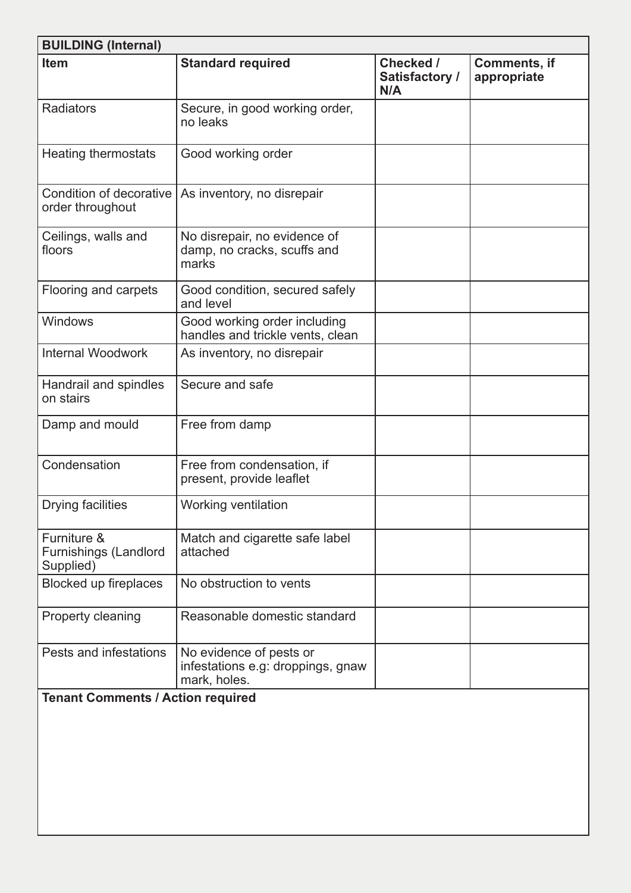| BUILDING (Internal) | | | |
|---|---|---|---|
| **Item** | **Standard required** | **Checked / Satisfactory / N/A** | **Comments, if appropriate** |
| Radiators | Secure, in good working order, no leaks | | |
| Heating thermostats | Good working order | | |
| Condition of decorative order throughout | As inventory, no disrepair | | |
| Ceilings, walls and floors | No disrepair, no evidence of damp, no cracks, scuffs and marks | | |
| Flooring and carpets | Good condition, secured safely and level | | |
| Windows | Good working order including handles and trickle vents, clean | | |
| Internal Woodwork | As inventory, no disrepair | | |
| Handrail and spindles on stairs | Secure and safe | | |
| Damp and mould | Free from damp | | |
| Condensation | Free from condensation, if present, provide leaflet | | |
| Drying facilities | Working ventilation | | |
| Furniture & Furnishings (Landlord Supplied) | Match and cigarette safe label attached | | |
| Blocked up fireplaces | No obstruction to vents | | |
| Property cleaning | Reasonable domestic standard | | |
| Pests and infestations | No evidence of pests or infestations e.g: droppings, gnaw mark, holes. | | |

**Tenant Comments / Action required**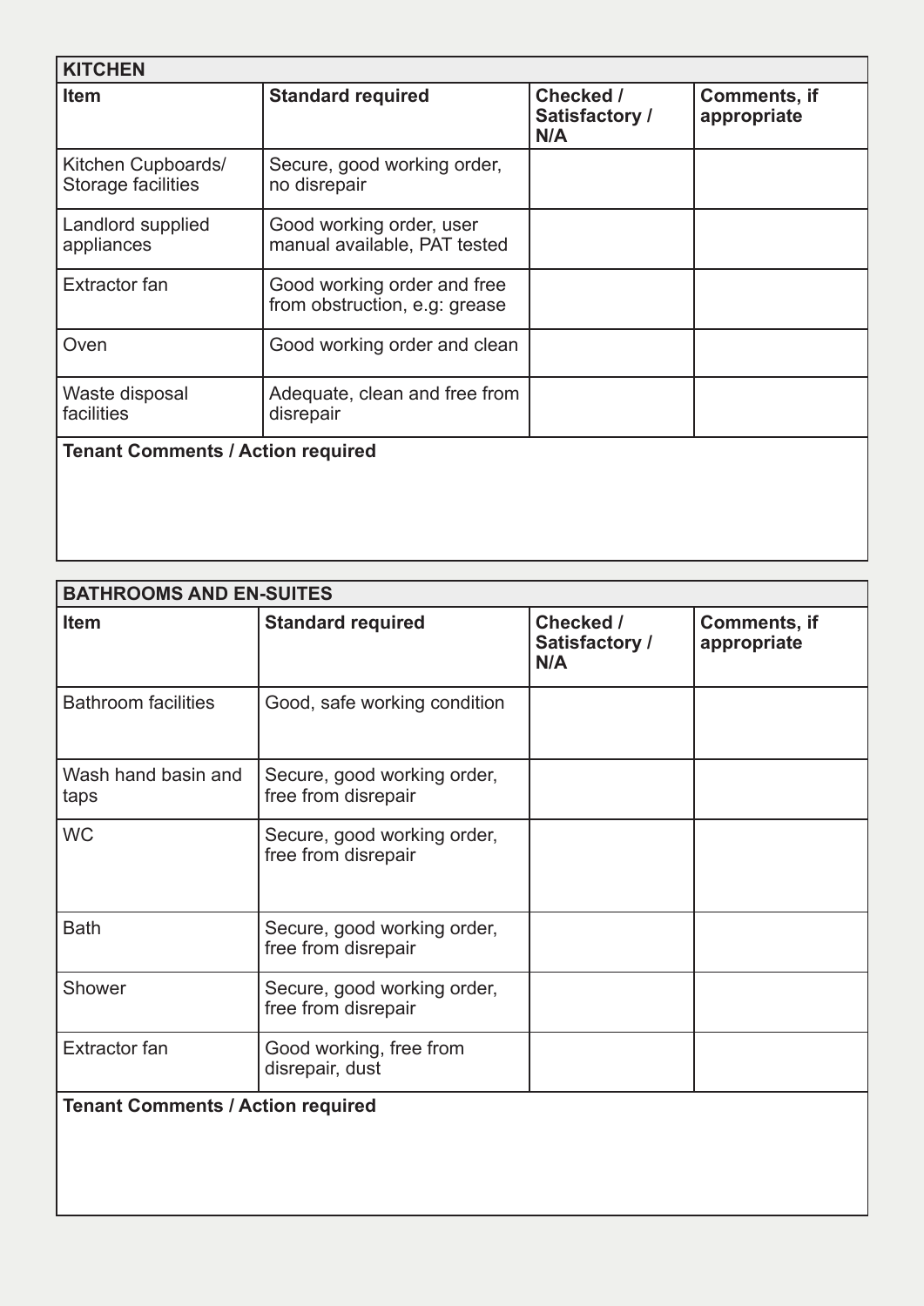## KITCHEN

| Item | Standard required | Checked / Satisfactory / N/A | Comments, if appropriate |
|---|---|---|---|
| Kitchen Cupboards/ Storage facilities | Secure, good working order, no disrepair | | |
| Landlord supplied appliances | Good working order, user manual available, PAT tested | | |
| Extractor fan | Good working order and free from obstruction, e.g: grease | | |
| Oven | Good working order and clean | | |
| Waste disposal facilities | Adequate, clean and free from disrepair | | |

**Tenant Comments / Action required**

## BATHROOMS AND EN-SUITES

| Item | Standard required | Checked / Satisfactory / N/A | Comments, if appropriate |
|---|---|---|---|
| Bathroom facilities | Good, safe working condition | | |
| Wash hand basin and taps | Secure, good working order, free from disrepair | | |
| WC | Secure, good working order, free from disrepair | | |
| Bath | Secure, good working order, free from disrepair | | |
| Shower | Secure, good working order, free from disrepair | | |
| Extractor fan | Good working, free from disrepair, dust | | |

**Tenant Comments / Action required**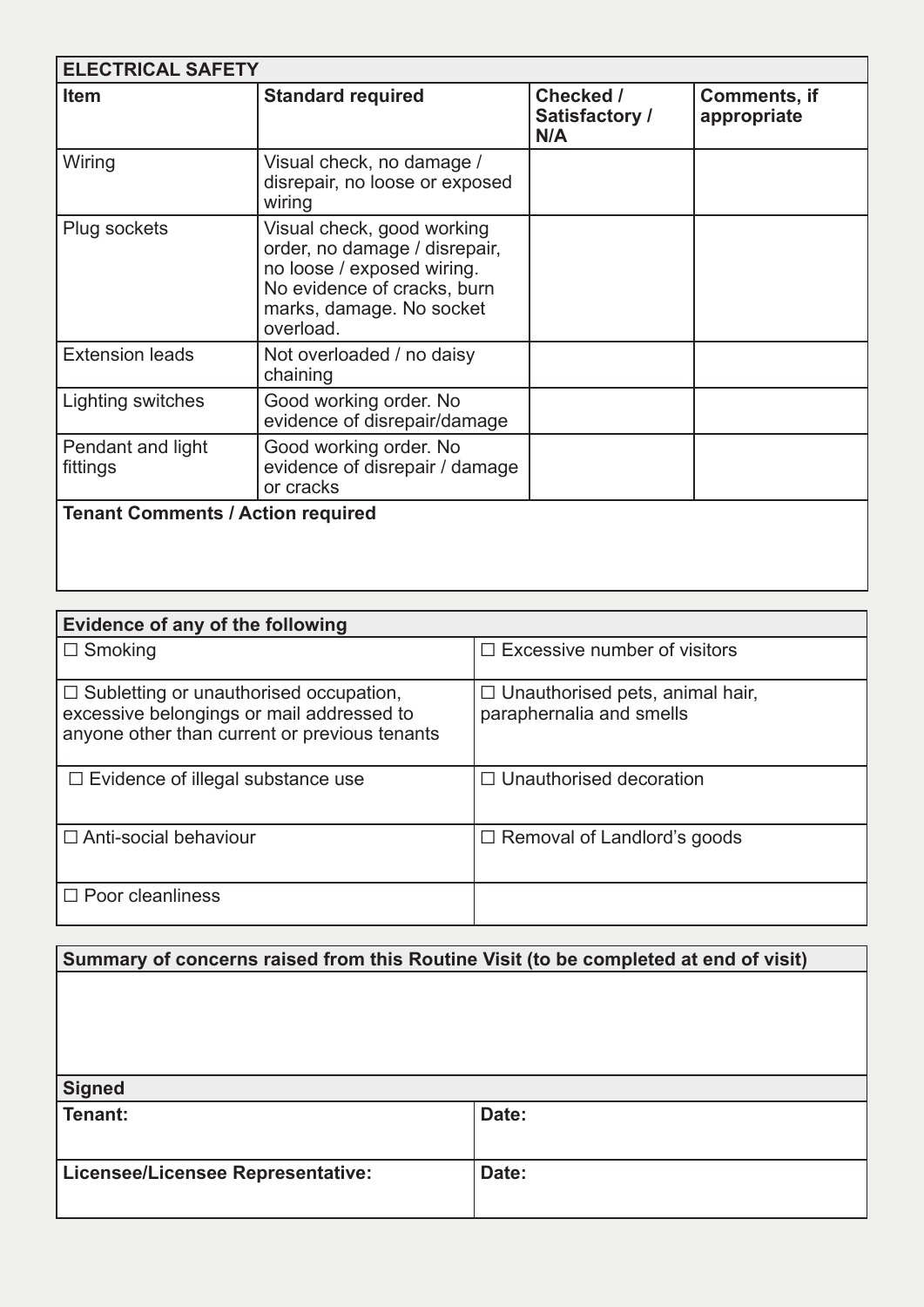| ELECTRICAL SAFETY | | | |
|---|---|---|---|
| **Item** | **Standard required** | **Checked / Satisfactory / N/A** | **Comments, if appropriate** |
| Wiring | Visual check, no damage / disrepair, no loose or exposed wiring | | |
| Plug sockets | Visual check, good working order, no damage / disrepair, no loose / exposed wiring. No evidence of cracks, burn marks, damage. No socket overload. | | |
| Extension leads | Not overloaded / no daisy chaining | | |
| Lighting switches | Good working order. No evidence of disrepair/damage | | |
| Pendant and light fittings | Good working order. No evidence of disrepair / damage or cracks | | |
| **Tenant Comments / Action required** | | | |

| Evidence of any of the following | |
|---|---|
| ☐ Smoking | ☐ Excessive number of visitors |
| ☐ Subletting or unauthorised occupation, excessive belongings or mail addressed to anyone other than current or previous tenants | ☐ Unauthorised pets, animal hair, paraphernalia and smells |
| ☐ Evidence of illegal substance use | ☐ Unauthorised decoration |
| ☐ Anti-social behaviour | ☐ Removal of Landlord's goods |
| ☐ Poor cleanliness | |

| Summary of concerns raised from this Routine Visit (to be completed at end of visit) | |
|---|---|
| | |
| **Signed** | |
| **Tenant:** | **Date:** |
| **Licensee/Licensee Representative:** | **Date:** |